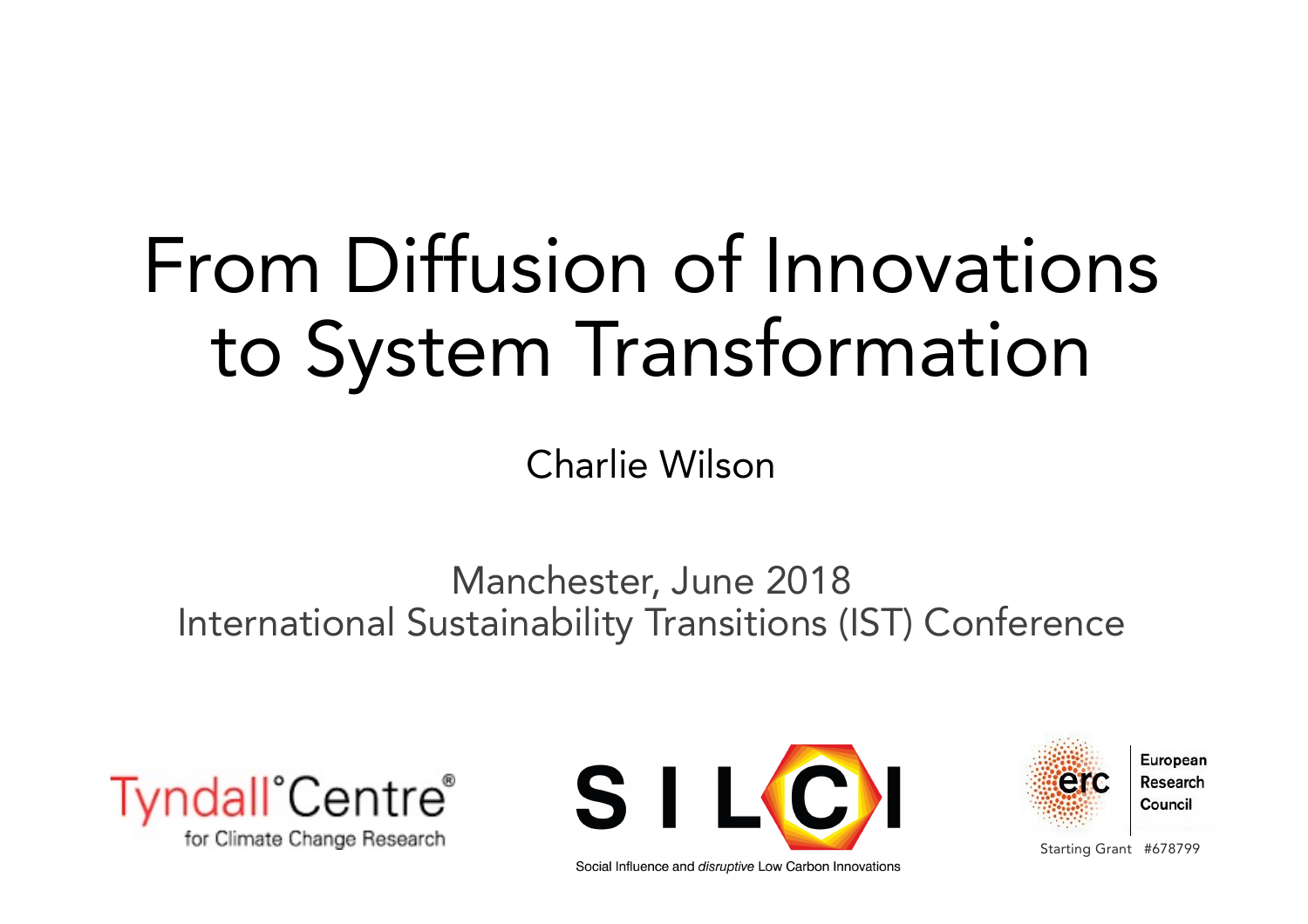# From Diffusion of Innovations to System Transformation

Charlie Wilson

Manchester, June 2018
International Sustainability Transitions (IST) Conference

Tyndall°Centre®
for Climate Change Research

SILCI
Social Influence and *disruptive* Low Carbon Innovations

erc European Research Council
Starting Grant #678799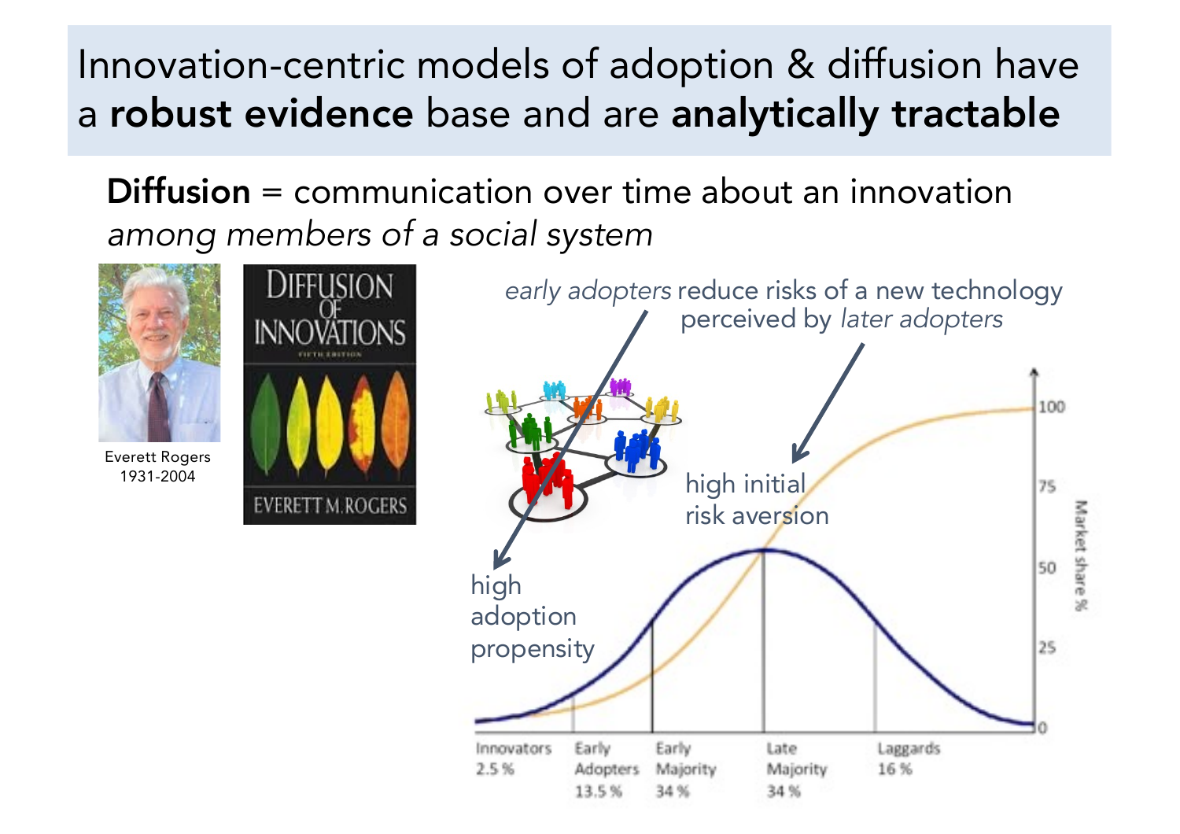# Innovation-centric models of adoption & diffusion have a **robust evidence** base and are **analytically tractable**

**Diffusion** = communication over time about an innovation *among members of a social system*

Everett Rogers
1931-2004

DIFFUSION OF INNOVATIONS
EVERETT M. ROGERS

*early adopters* reduce risks of a new technology perceived by *later adopters*

high adoption propensity

high initial risk aversion

Innovators 2.5 %
Early Adopters 13.5 %
Early Majority 34 %
Late Majority 34 %
Laggards 16 %

Market share %
0
25
50
75
100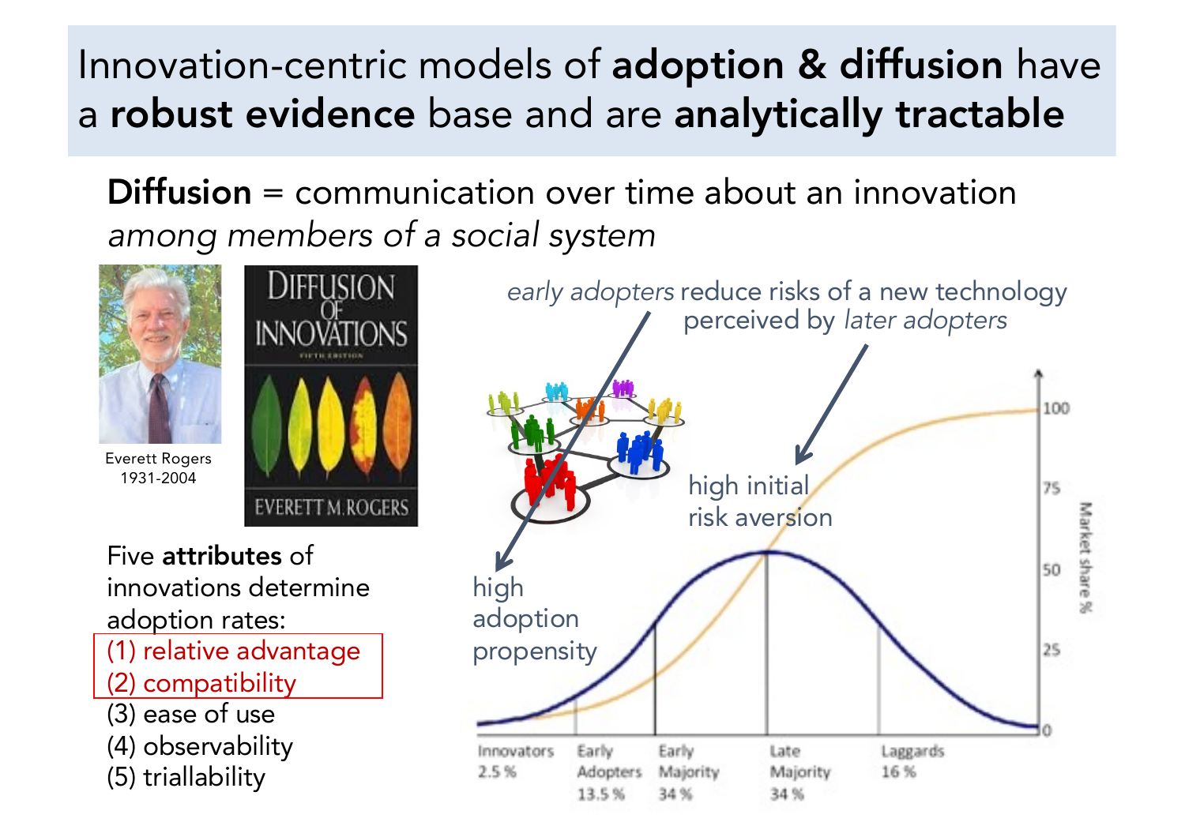# Innovation-centric models of **adoption & diffusion** have a **robust evidence** base and are **analytically tractable**

**Diffusion** = communication over time about an innovation *among members of a social system*

Everett Rogers
1931-2004

Five **attributes** of innovations determine adoption rates:

(1) relative advantage
(2) compatibility
(3) ease of use
(4) observability
(5) triallability

*early adopters* reduce risks of a new technology perceived by *later adopters*

high adoption propensity

high initial risk aversion

Innovators 2.5 % | Early Adopters 13.5 % | Early Majority 34 % | Late Majority 34 % | Laggards 16 %

Market share %: 0, 25, 50, 75, 100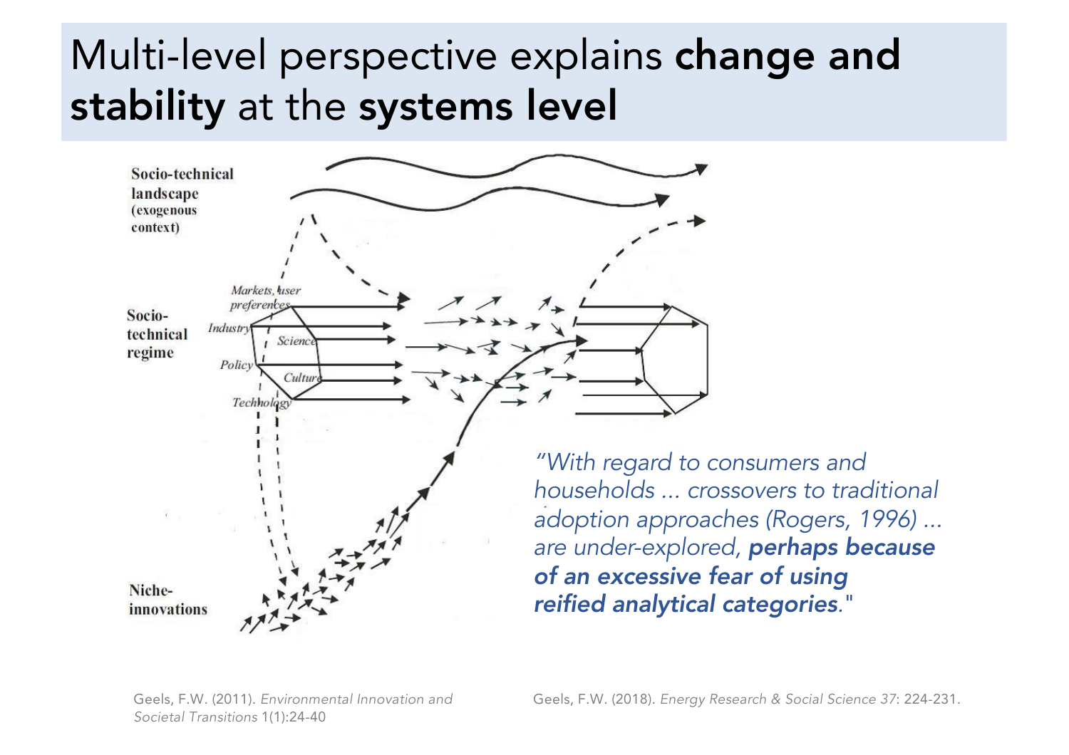# Multi-level perspective explains **change and stability** at the **systems level**

Socio-technical landscape (exogenous context)

Socio-technical regime

Markets, user preferences

Industry

Science

Policy

Culture

Technology

Niche-innovations

*"With regard to consumers and households ... crossovers to traditional adoption approaches (Rogers, 1996) ... are under-explored, **perhaps because of an excessive fear of using reified analytical categories**."*

Geels, F.W. (2011). *Environmental Innovation and Societal Transitions* 1(1):24-40

Geels, F.W. (2018). *Energy Research & Social Science 37*: 224-231.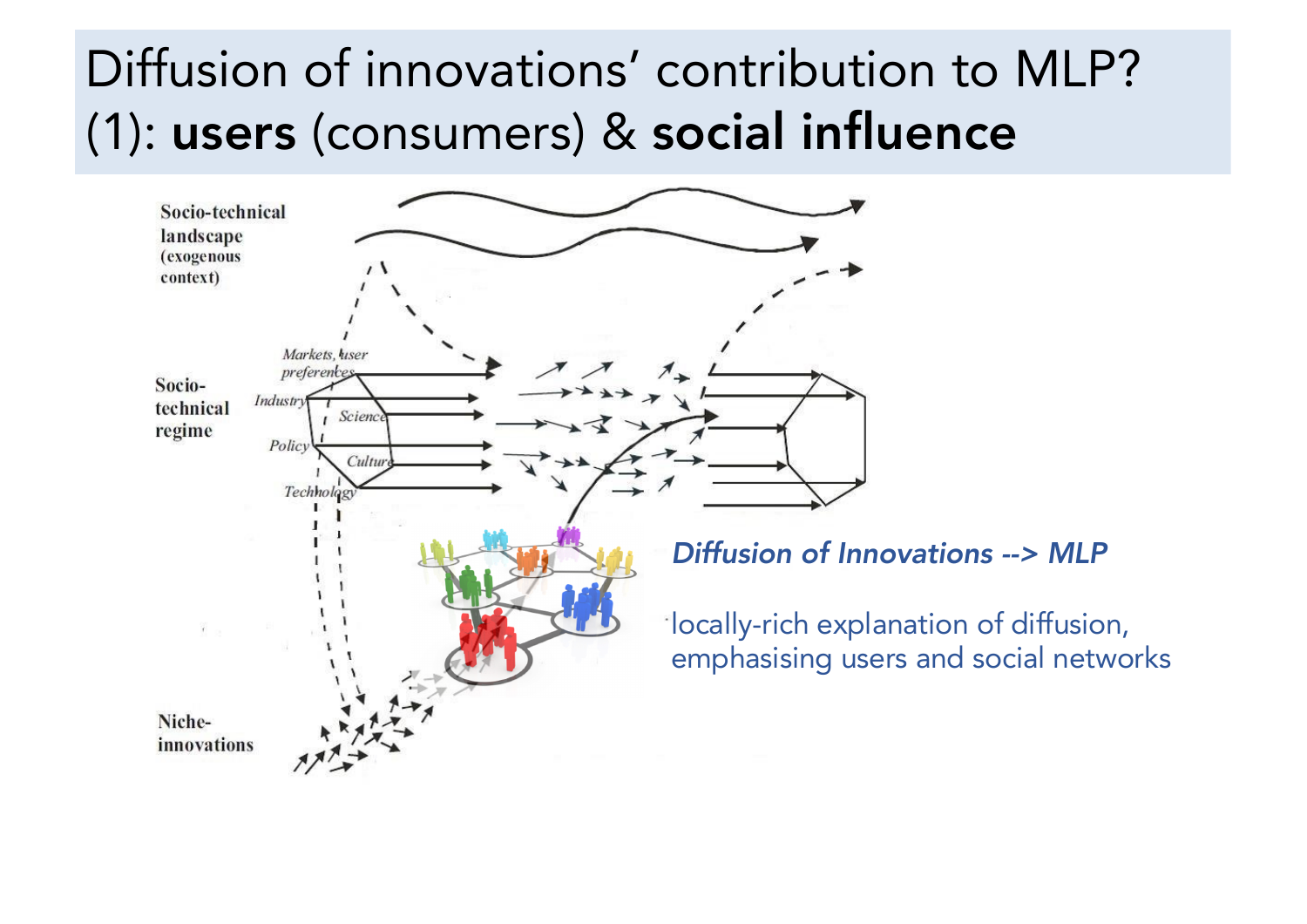# Diffusion of innovations' contribution to MLP? (1): **users** (consumers) & **social influence**

Socio-technical landscape (exogenous context)

Socio-technical regime

Markets, user preferences

Industry

Science

Policy

Culture

Technology

Niche-innovations

*Diffusion of Innovations --> MLP*

locally-rich explanation of diffusion, emphasising users and social networks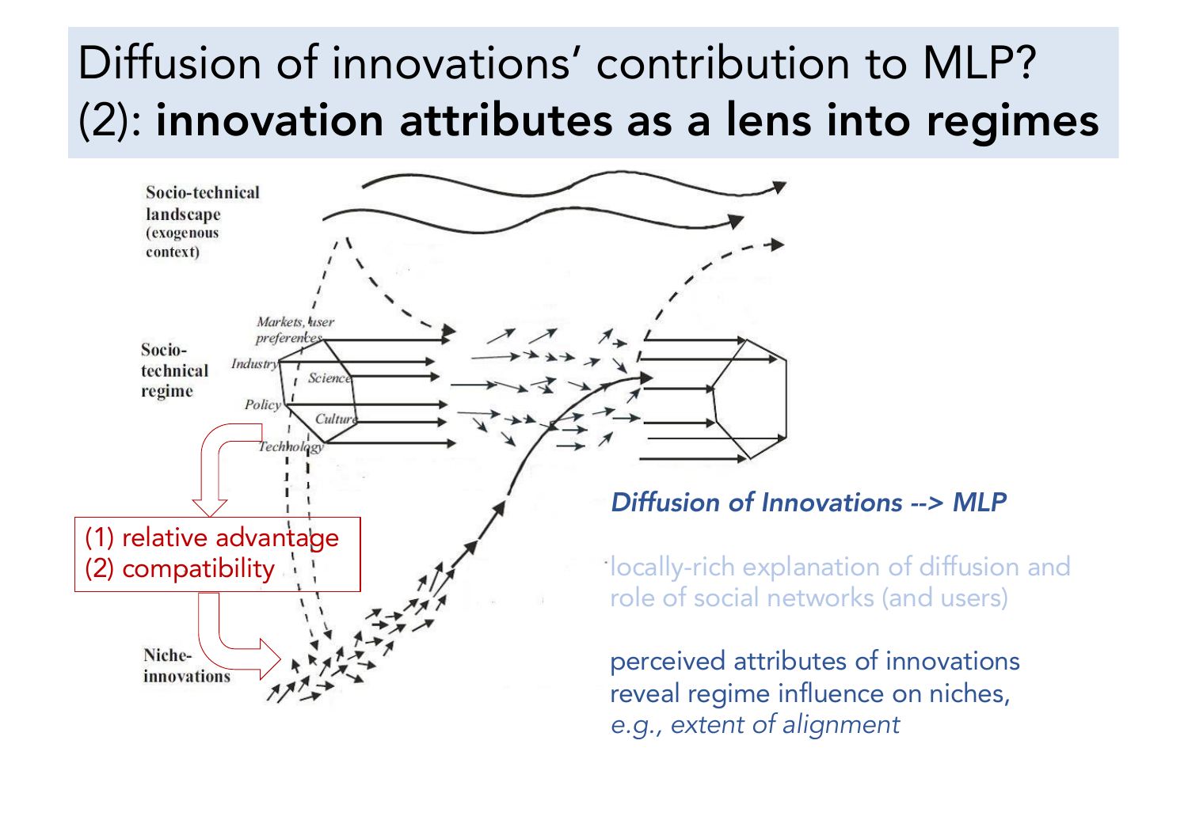# Diffusion of innovations' contribution to MLP? (2): **innovation attributes as a lens into regimes**

Socio-technical landscape (exogenous context)

Socio-technical regime

Markets, user preferences

Industry

Science

Policy

Culture

Technology

(1) relative advantage
(2) compatibility

Niche-innovations

*Diffusion of Innovations --> MLP*

locally-rich explanation of diffusion and role of social networks (and users)

perceived attributes of innovations reveal regime influence on niches, *e.g., extent of alignment*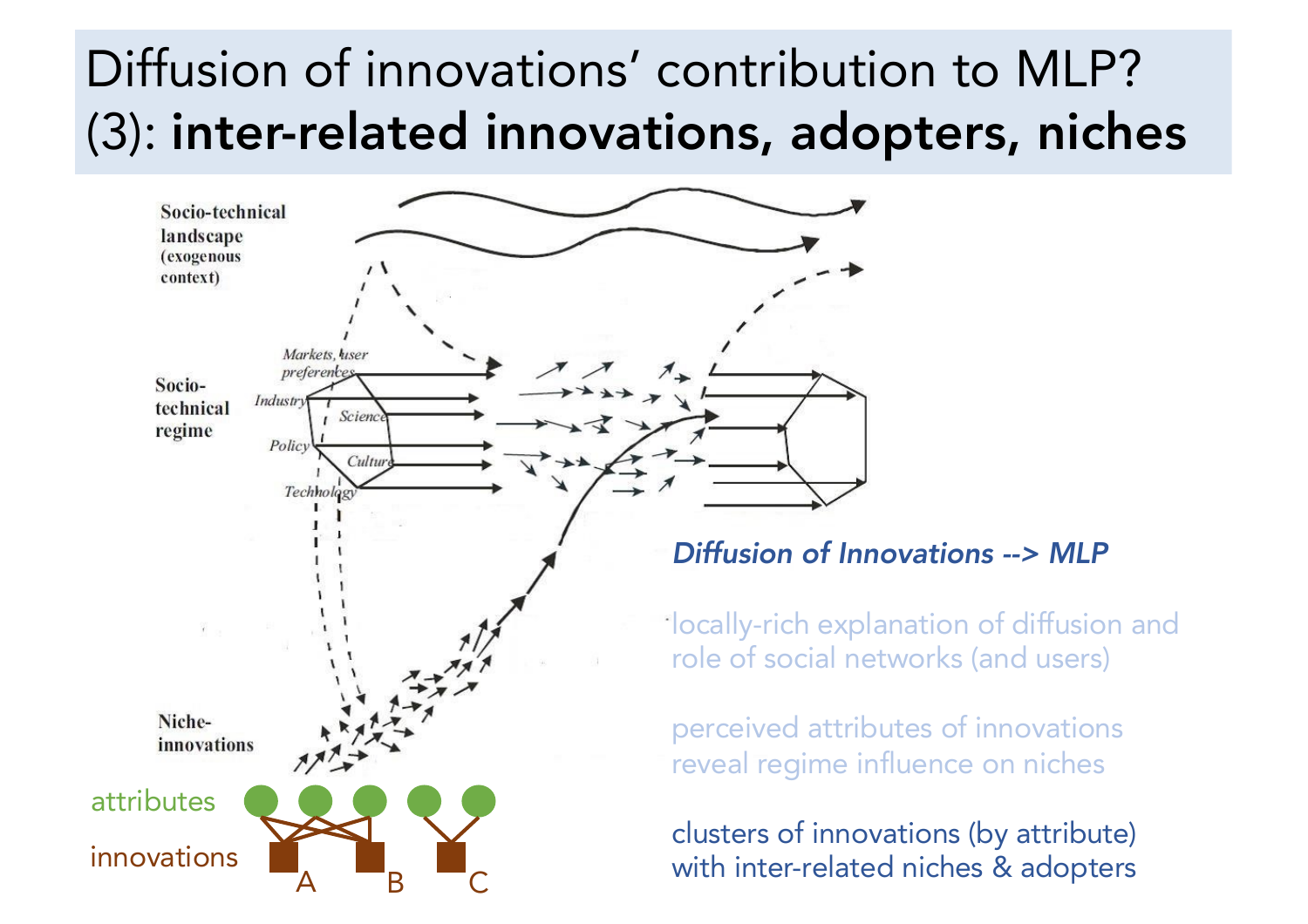# Diffusion of innovations' contribution to MLP? (3): **inter-related innovations, adopters, niches**

Socio-technical landscape (exogenous context)

Socio-technical regime

Markets, user preferences

Industry

Science

Policy

Culture

Technology

Niche-innovations

attributes

innovations

A B C

*Diffusion of Innovations --> MLP*

locally-rich explanation of diffusion and role of social networks (and users)

perceived attributes of innovations reveal regime influence on niches

clusters of innovations (by attribute) with inter-related niches & adopters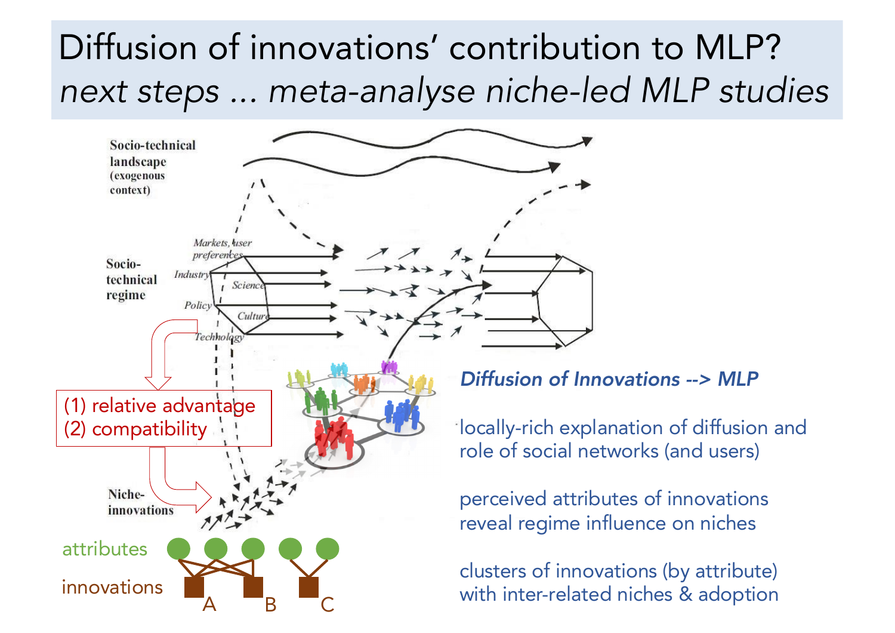# Diffusion of innovations' contribution to MLP?

*next steps ... meta-analyse niche-led MLP studies*

Socio-technical landscape (exogenous context)

Socio-technical regime

Markets, user preferences

Industry

Science

Policy

Culture

Technology

(1) relative advantage
(2) compatibility

Niche-innovations

attributes

innovations

A B C

***Diffusion of Innovations --> MLP***

locally-rich explanation of diffusion and role of social networks (and users)

perceived attributes of innovations reveal regime influence on niches

clusters of innovations (by attribute) with inter-related niches & adoption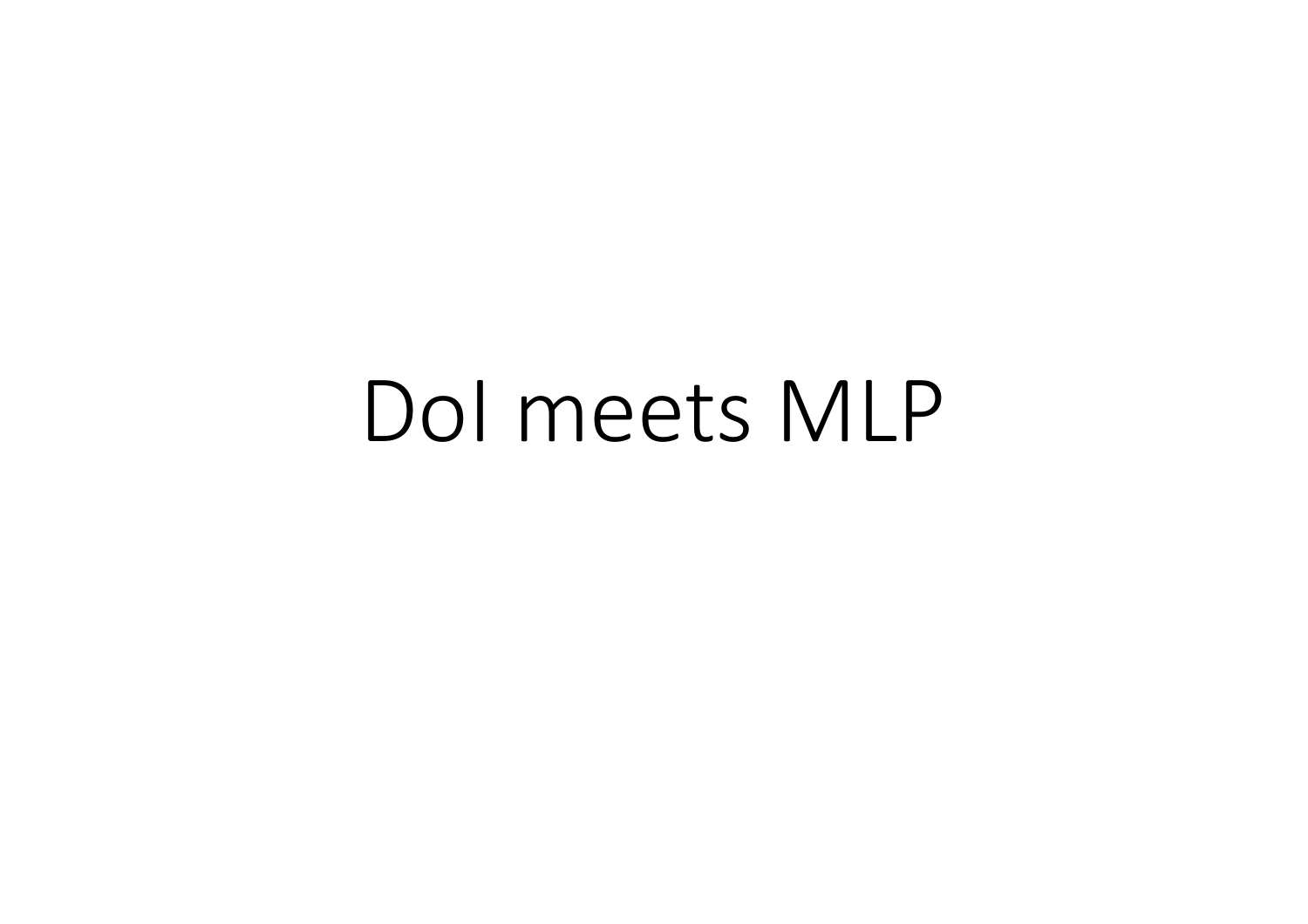# DoI meets MLP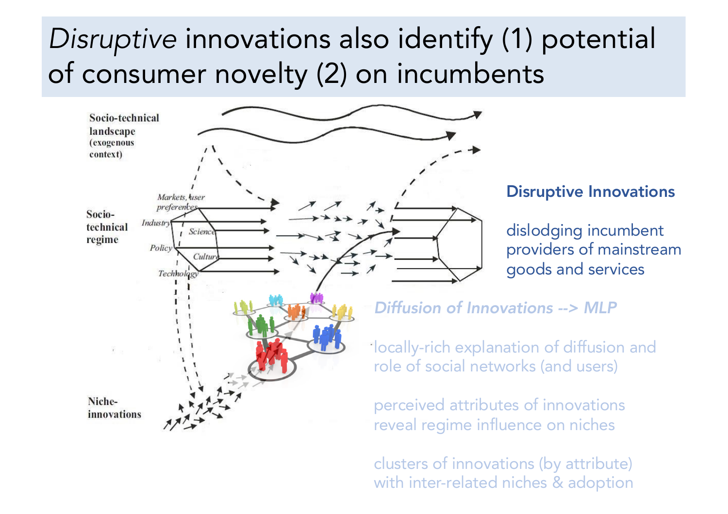# *Disruptive* innovations also identify (1) potential of consumer novelty (2) on incumbents

Socio-technical landscape (exogenous context)

Socio-technical regime

Markets, user preferences

Industry

Science

Policy

Culture

Technology

Niche-innovations

**Disruptive Innovations**

dislodging incumbent providers of mainstream goods and services

***Diffusion of Innovations --> MLP***

locally-rich explanation of diffusion and role of social networks (and users)

perceived attributes of innovations reveal regime influence on niches

clusters of innovations (by attribute) with inter-related niches & adoption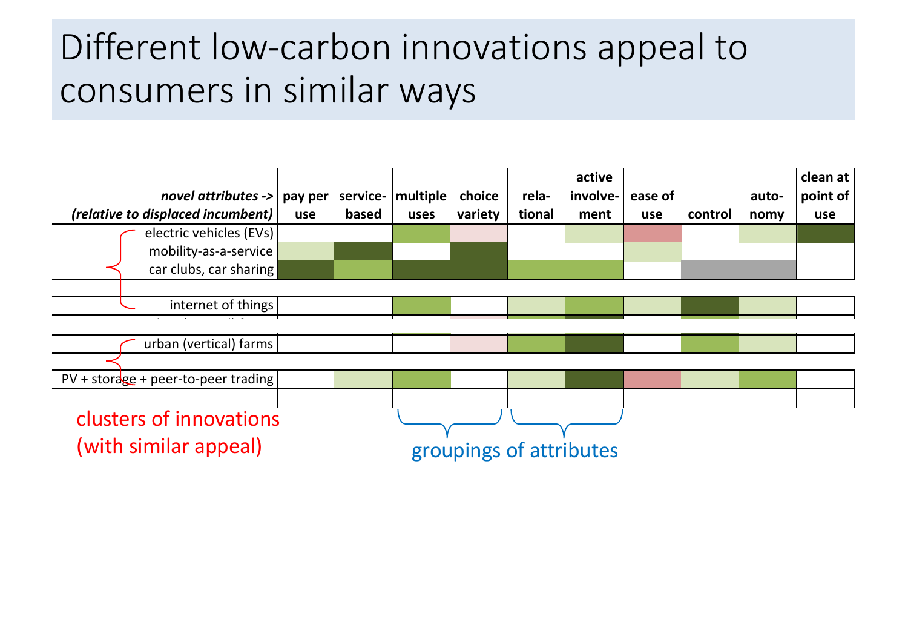# Different low-carbon innovations appeal to consumers in similar ways

| *novel attributes ->* *(relative to displaced incumbent)* | pay per use | service-based | multiple uses | choice variety | relational | active involvement | ease of use | control | autonomy | clean at point of use |
|---|---|---|---|---|---|---|---|---|---|---|
| electric vehicles (EVs) | | | | | | | | | | |
| mobility-as-a-service | | | | | | | | | | |
| car clubs, car sharing | | | | | | | | | | |
| internet of things | | | | | | | | | | |
| urban (vertical) farms | | | | | | | | | | |
| PV + storage + peer-to-peer trading | | | | | | | | | | |

clusters of innovations (with similar appeal)

groupings of attributes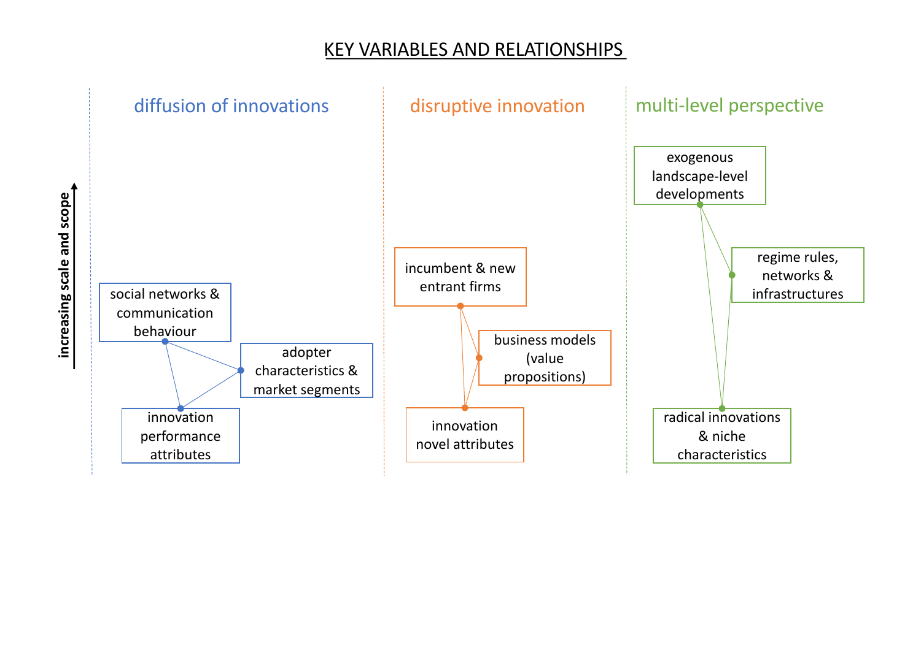# KEY VARIABLES AND RELATIONSHIPS

increasing scale and scope

## diffusion of innovations

social networks & communication behaviour

adopter characteristics & market segments

innovation performance attributes

## disruptive innovation

incumbent & new entrant firms

business models (value propositions)

innovation novel attributes

## multi-level perspective

exogenous landscape-level developments

regime rules, networks & infrastructures

radical innovations & niche characteristics